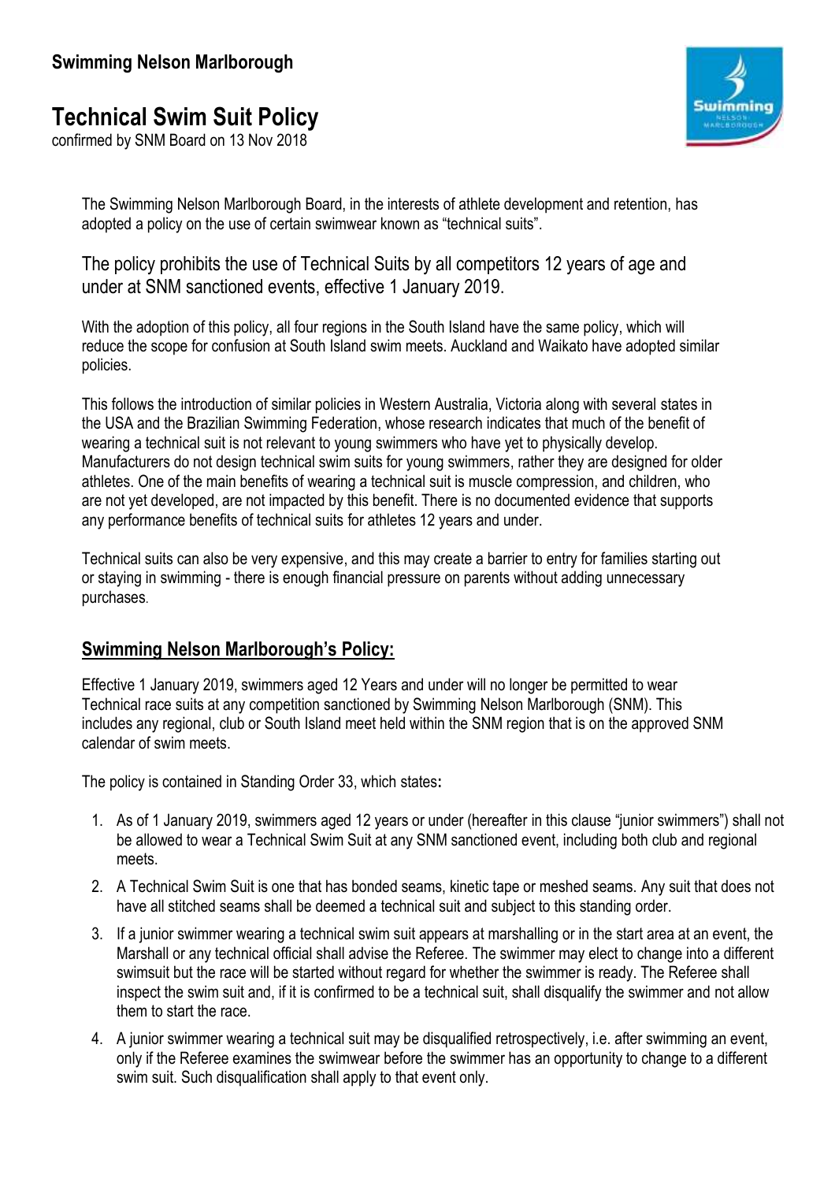**Swimming Nelson Marlborough**

# Technical Swim Suit Policy

confirmed by SNM Board on 13 Nov 2018

The Swimming Nelson Marlborough Board, in the interests of athlete development and retention, has adopted a policy on the use of certain swimwear known as "technical suits".

The policy prohibits the use of Technical Suits by all competitors 12 years of age and under at SNM sanctioned events, effective 1 January 2019.

With the adoption of this policy, all four regions in the South Island have the same policy, which will reduce the scope for confusion at South Island swim meets. Auckland and Waikato have adopted similar policies.

This follows the introduction of similar policies in Western Australia, Victoria along with several states in the USA and the Brazilian Swimming Federation, whose research indicates that much of the benefit of wearing a technical suit is not relevant to young swimmers who have yet to physically develop. Manufacturers do not design technical swim suits for young swimmers, rather they are designed for older athletes. One of the main benefits of wearing a technical suit is muscle compression, and children, who are not yet developed, are not impacted by this benefit. There is no documented evidence that supports any performance benefits of technical suits for athletes 12 years and under.

Technical suits can also be very expensive, and this may create a barrier to entry for families starting out or staying in swimming - there is enough financial pressure on parents without adding unnecessary purchases.

## Swimming Nelson Marlborough's Policy:

Effective 1 January 2019, swimmers aged 12 Years and under will no longer be permitted to wear Technical race suits at any competition sanctioned by Swimming Nelson Marlborough (SNM). This includes any regional, club or South Island meet held within the SNM region that is on the approved SNM calendar of swim meets.

The policy is contained in Standing Order 33, which states**:**

1. As of 1 January 2019, swimmers aged 12 years or under (hereafter in this clause "junior swimmers") shall not be allowed to wear a Technical Swim Suit at any SNM sanctioned event, including both club and regional meets.
2. A Technical Swim Suit is one that has bonded seams, kinetic tape or meshed seams. Any suit that does not have all stitched seams shall be deemed a technical suit and subject to this standing order.
3. If a junior swimmer wearing a technical swim suit appears at marshalling or in the start area at an event, the Marshall or any technical official shall advise the Referee. The swimmer may elect to change into a different swimsuit but the race will be started without regard for whether the swimmer is ready. The Referee shall inspect the swim suit and, if it is confirmed to be a technical suit, shall disqualify the swimmer and not allow them to start the race.
4. A junior swimmer wearing a technical suit may be disqualified retrospectively, i.e. after swimming an event, only if the Referee examines the swimwear before the swimmer has an opportunity to change to a different swim suit. Such disqualification shall apply to that event only.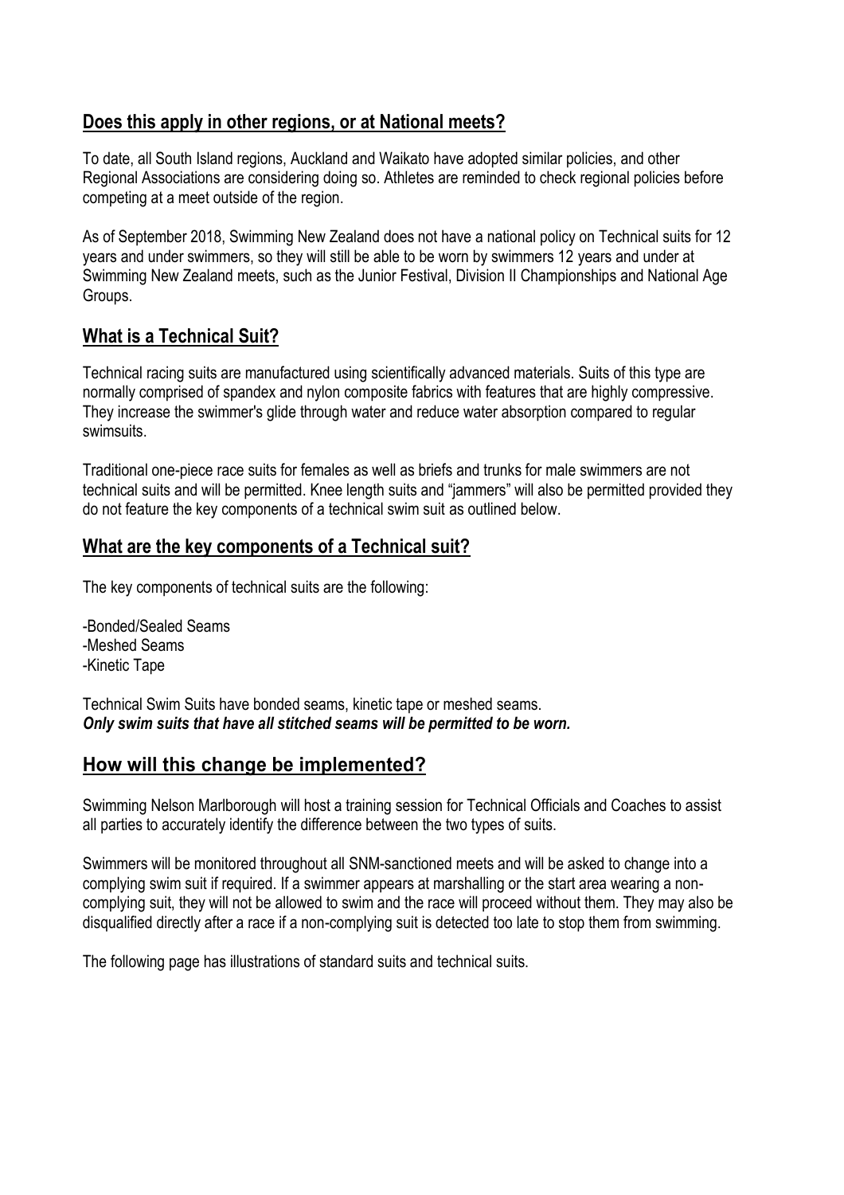## Does this apply in other regions, or at National meets?

To date, all South Island regions, Auckland and Waikato have adopted similar policies, and other Regional Associations are considering doing so. Athletes are reminded to check regional policies before competing at a meet outside of the region.

As of September 2018, Swimming New Zealand does not have a national policy on Technical suits for 12 years and under swimmers, so they will still be able to be worn by swimmers 12 years and under at Swimming New Zealand meets, such as the Junior Festival, Division II Championships and National Age Groups.

## What is a Technical Suit?

Technical racing suits are manufactured using scientifically advanced materials. Suits of this type are normally comprised of spandex and nylon composite fabrics with features that are highly compressive. They increase the swimmer's glide through water and reduce water absorption compared to regular swimsuits.

Traditional one-piece race suits for females as well as briefs and trunks for male swimmers are not technical suits and will be permitted. Knee length suits and "jammers" will also be permitted provided they do not feature the key components of a technical swim suit as outlined below.

## What are the key components of a Technical suit?

The key components of technical suits are the following:

-Bonded/Sealed Seams
-Meshed Seams
-Kinetic Tape

Technical Swim Suits have bonded seams, kinetic tape or meshed seams.
***Only swim suits that have all stitched seams will be permitted to be worn.***

## How will this change be implemented?

Swimming Nelson Marlborough will host a training session for Technical Officials and Coaches to assist all parties to accurately identify the difference between the two types of suits.

Swimmers will be monitored throughout all SNM-sanctioned meets and will be asked to change into a complying swim suit if required. If a swimmer appears at marshalling or the start area wearing a non-complying suit, they will not be allowed to swim and the race will proceed without them. They may also be disqualified directly after a race if a non-complying suit is detected too late to stop them from swimming.

The following page has illustrations of standard suits and technical suits.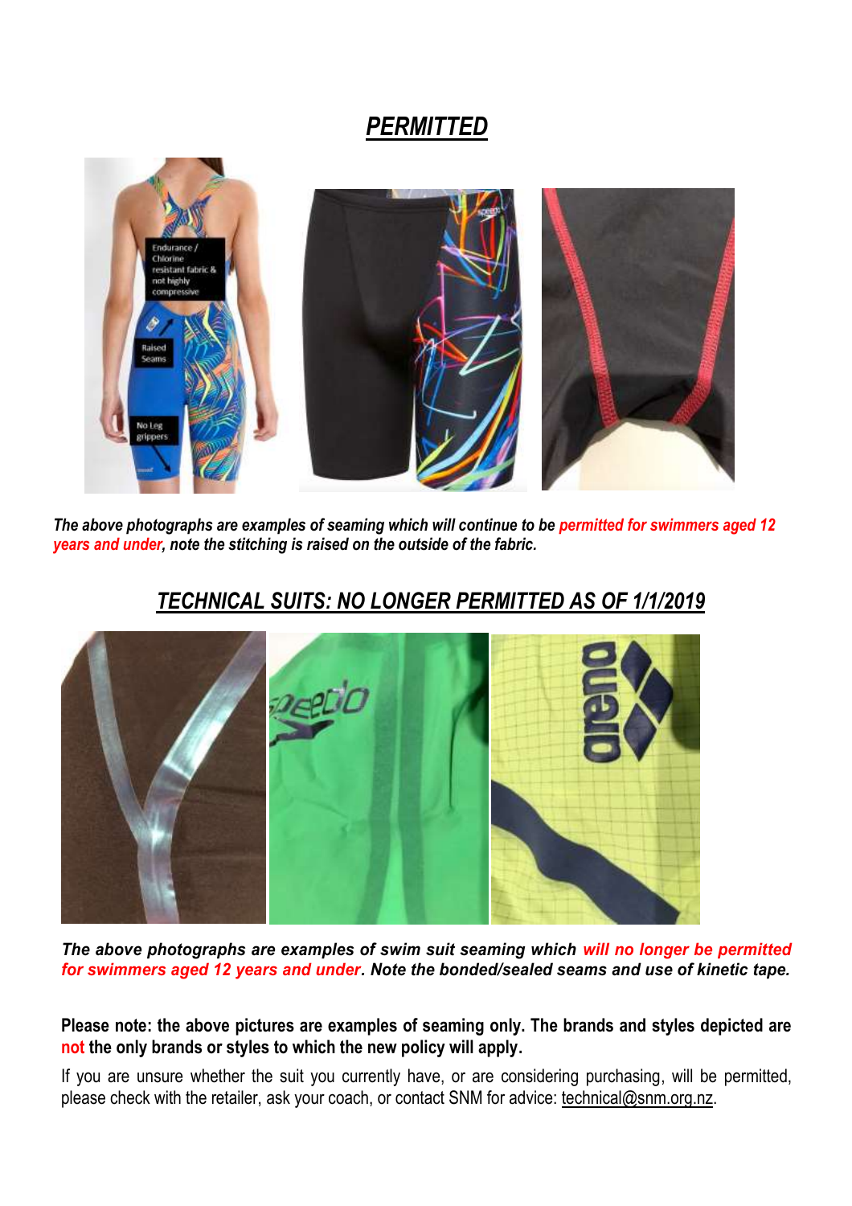## ***PERMITTED***

*The above photographs are examples of seaming which will continue to be* *permitted for swimmers aged 12 years and under**, note the stitching is raised on the outside of the fabric.*

## ***TECHNICAL SUITS: NO LONGER PERMITTED AS OF 1/1/2019***

*The above photographs are examples of swim suit seaming which* *will no longer be permitted for swimmers aged 12 years and under**. Note the bonded/sealed seams and use of kinetic tape.*

**Please note: the above pictures are examples of seaming only. The brands and styles depicted are not the only brands or styles to which the new policy will apply.**

If you are unsure whether the suit you currently have, or are considering purchasing, will be permitted, please check with the retailer, ask your coach, or contact SNM for advice: technical@snm.org.nz.